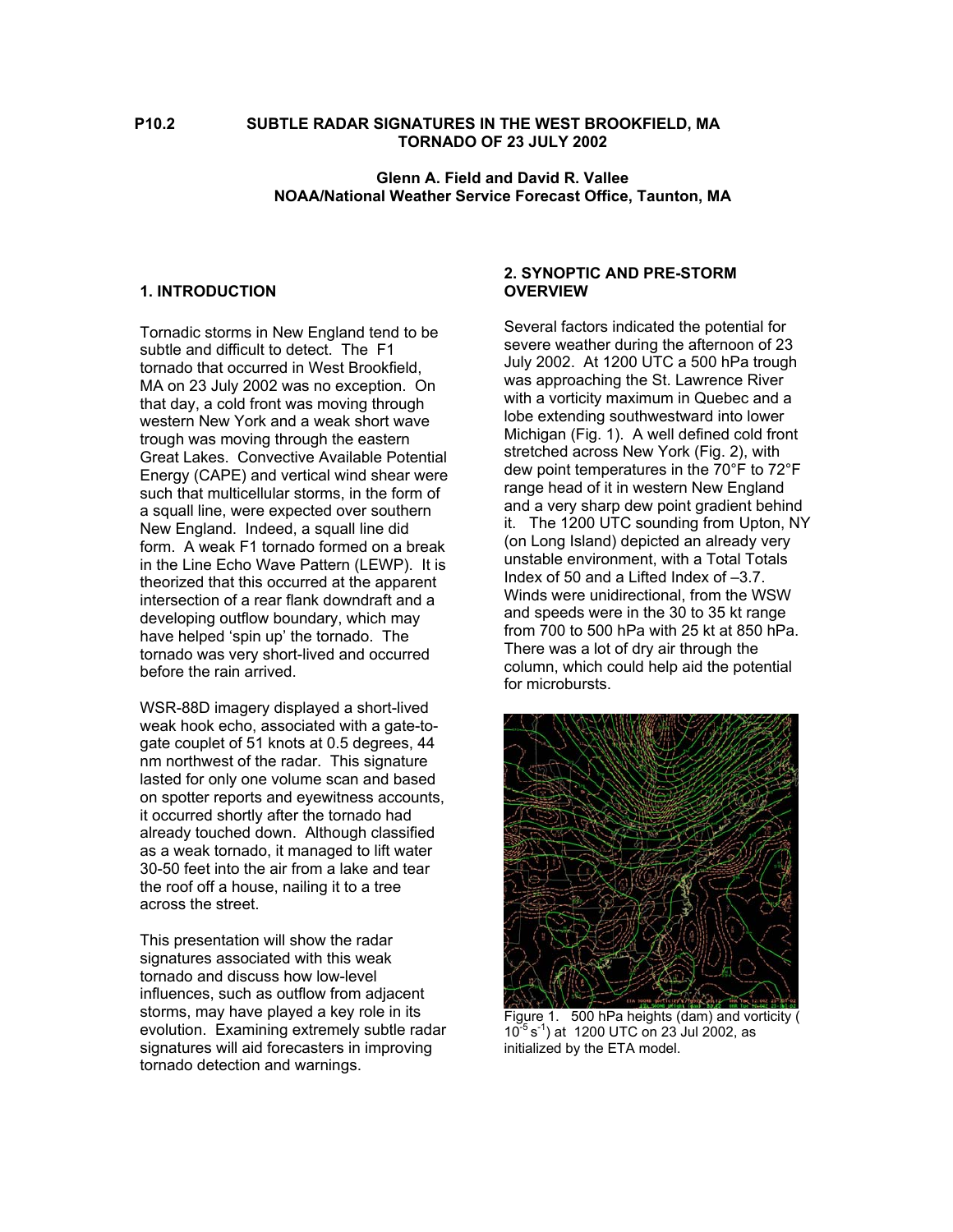**P10.2 SUBTLE RADAR SIGNATURES IN THE WEST BROOKFIELD, MA TORNADO OF 23 JULY 2002**

**Glenn A. Field and David R. Vallee**
**NOAA/National Weather Service Forecast Office, Taunton, MA**

## 1. INTRODUCTION

Tornadic storms in New England tend to be subtle and difficult to detect. The F1 tornado that occurred in West Brookfield, MA on 23 July 2002 was no exception. On that day, a cold front was moving through western New York and a weak short wave trough was moving through the eastern Great Lakes. Convective Available Potential Energy (CAPE) and vertical wind shear were such that multicellular storms, in the form of a squall line, were expected over southern New England. Indeed, a squall line did form. A weak F1 tornado formed on a break in the Line Echo Wave Pattern (LEWP). It is theorized that this occurred at the apparent intersection of a rear flank downdraft and a developing outflow boundary, which may have helped 'spin up' the tornado. The tornado was very short-lived and occurred before the rain arrived.

WSR-88D imagery displayed a short-lived weak hook echo, associated with a gate-to-gate couplet of 51 knots at 0.5 degrees, 44 nm northwest of the radar. This signature lasted for only one volume scan and based on spotter reports and eyewitness accounts, it occurred shortly after the tornado had already touched down. Although classified as a weak tornado, it managed to lift water 30-50 feet into the air from a lake and tear the roof off a house, nailing it to a tree across the street.

This presentation will show the radar signatures associated with this weak tornado and discuss how low-level influences, such as outflow from adjacent storms, may have played a key role in its evolution. Examining extremely subtle radar signatures will aid forecasters in improving tornado detection and warnings.

## 2. SYNOPTIC AND PRE-STORM OVERVIEW

Several factors indicated the potential for severe weather during the afternoon of 23 July 2002. At 1200 UTC a 500 hPa trough was approaching the St. Lawrence River with a vorticity maximum in Quebec and a lobe extending southwestward into lower Michigan (Fig. 1). A well defined cold front stretched across New York (Fig. 2), with dew point temperatures in the 70°F to 72°F range head of it in western New England and a very sharp dew point gradient behind it. The 1200 UTC sounding from Upton, NY (on Long Island) depicted an already very unstable environment, with a Total Totals Index of 50 and a Lifted Index of –3.7. Winds were unidirectional, from the WSW and speeds were in the 30 to 35 kt range from 700 to 500 hPa with 25 kt at 850 hPa. There was a lot of dry air through the column, which could help aid the potential for microbursts.

Figure 1. 500 hPa heights (dam) and vorticity ( $10^{-5}\ s^{-1}$) at 1200 UTC on 23 Jul 2002, as initialized by the ETA model.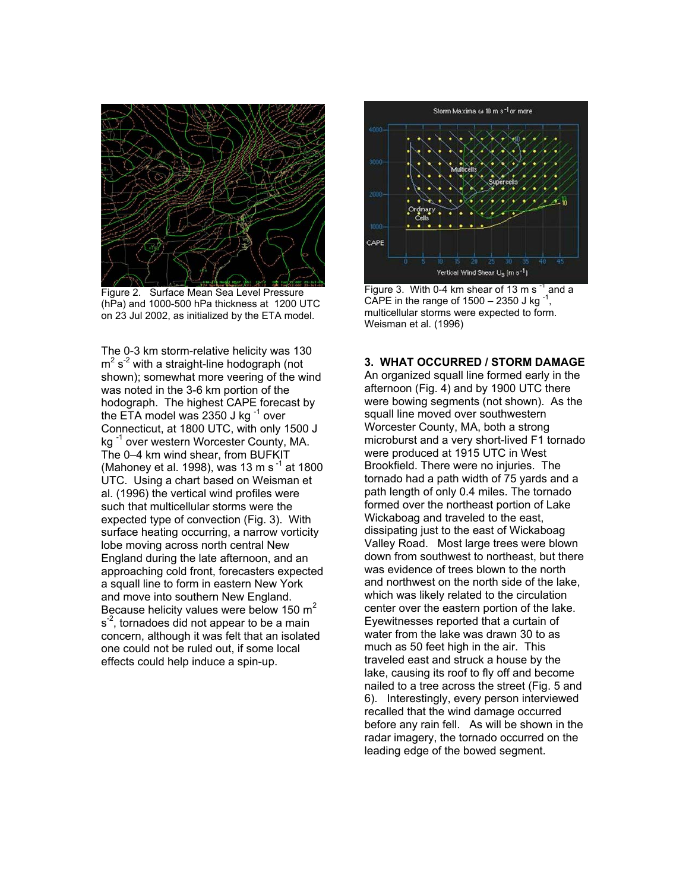Figure 2. Surface Mean Sea Level Pressure (hPa) and 1000-500 hPa thickness at 1200 UTC on 23 Jul 2002, as initialized by the ETA model.

The 0-3 km storm-relative helicity was 130 $m^2 s^{-2}$ with a straight-line hodograph (not shown); somewhat more veering of the wind was noted in the 3-6 km portion of the hodograph. The highest CAPE forecast by the ETA model was 2350 J $kg^{-1}$ over Connecticut, at 1800 UTC, with only 1500 J $kg^{-1}$ over western Worcester County, MA. The 0–4 km wind shear, from BUFKIT (Mahoney et al. 1998), was 13 m $s^{-1}$ at 1800 UTC. Using a chart based on Weisman et al. (1996) the vertical wind profiles were such that multicellular storms were the expected type of convection (Fig. 3). With surface heating occurring, a narrow vorticity lobe moving across north central New England during the late afternoon, and an approaching cold front, forecasters expected a squall line to form in eastern New York and move into southern New England. Because helicity values were below 150 $m^2 s^{-2}$, tornadoes did not appear to be a main concern, although it was felt that an isolated one could not be ruled out, if some local effects could help induce a spin-up.

Figure 3. With 0-4 km shear of 13 m $s^{-1}$ and a CAPE in the range of 1500 – 2350 J $kg^{-1}$, multicellular storms were expected to form. Weisman et al. (1996)

## 3. WHAT OCCURRED / STORM DAMAGE

An organized squall line formed early in the afternoon (Fig. 4) and by 1900 UTC there were bowing segments (not shown). As the squall line moved over southwestern Worcester County, MA, both a strong microburst and a very short-lived F1 tornado were produced at 1915 UTC in West Brookfield. There were no injuries. The tornado had a path width of 75 yards and a path length of only 0.4 miles. The tornado formed over the northeast portion of Lake Wickaboag and traveled to the east, dissipating just to the east of Wickaboag Valley Road. Most large trees were blown down from southwest to northeast, but there was evidence of trees blown to the north and northwest on the north side of the lake, which was likely related to the circulation center over the eastern portion of the lake. Eyewitnesses reported that a curtain of water from the lake was drawn 30 to as much as 50 feet high in the air. This traveled east and struck a house by the lake, causing its roof to fly off and become nailed to a tree across the street (Fig. 5 and 6). Interestingly, every person interviewed recalled that the wind damage occurred before any rain fell. As will be shown in the radar imagery, the tornado occurred on the leading edge of the bowed segment.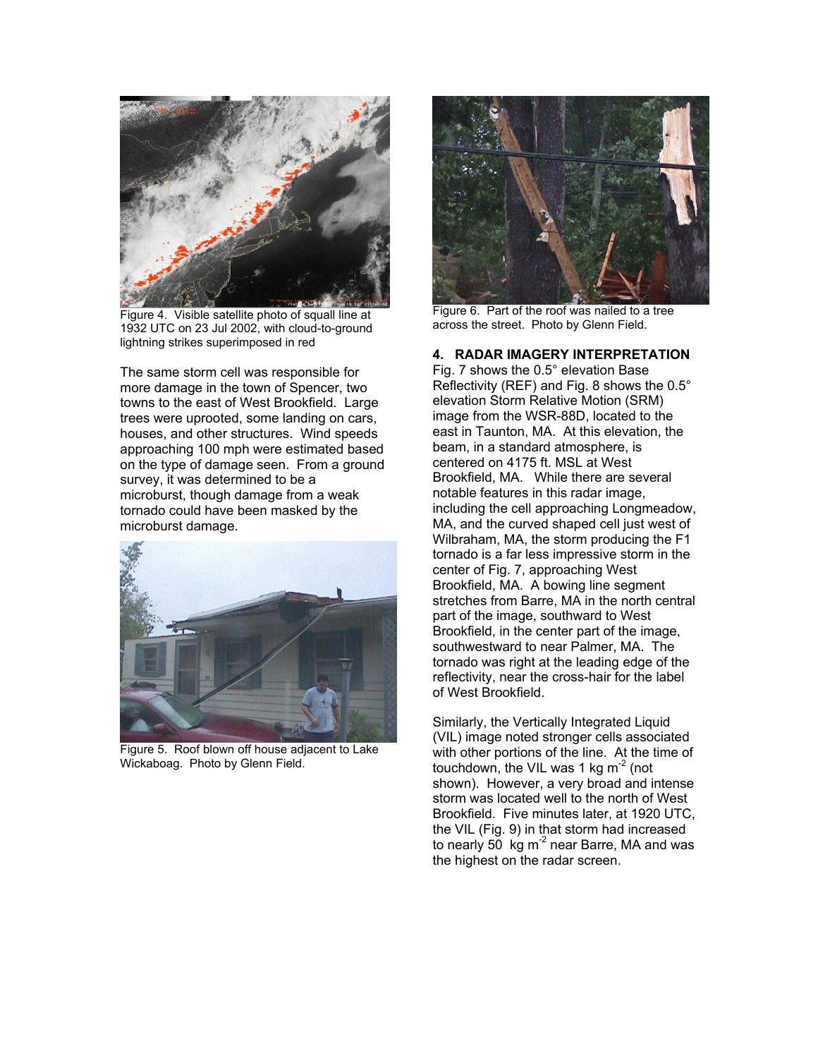Figure 4. Visible satellite photo of squall line at 1932 UTC on 23 Jul 2002, with cloud-to-ground lightning strikes superimposed in red

The same storm cell was responsible for more damage in the town of Spencer, two towns to the east of West Brookfield. Large trees were uprooted, some landing on cars, houses, and other structures. Wind speeds approaching 100 mph were estimated based on the type of damage seen. From a ground survey, it was determined to be a microburst, though damage from a weak tornado could have been masked by the microburst damage.

Figure 5. Roof blown off house adjacent to Lake Wickaboag. Photo by Glenn Field.

Figure 6. Part of the roof was nailed to a tree across the street. Photo by Glenn Field.

## 4. RADAR IMAGERY INTERPRETATION

Fig. 7 shows the 0.5° elevation Base Reflectivity (REF) and Fig. 8 shows the 0.5° elevation Storm Relative Motion (SRM) image from the WSR-88D, located to the east in Taunton, MA. At this elevation, the beam, in a standard atmosphere, is centered on 4175 ft. MSL at West Brookfield, MA. While there are several notable features in this radar image, including the cell approaching Longmeadow, MA, and the curved shaped cell just west of Wilbraham, MA, the storm producing the F1 tornado is a far less impressive storm in the center of Fig. 7, approaching West Brookfield, MA. A bowing line segment stretches from Barre, MA in the north central part of the image, southward to West Brookfield, in the center part of the image, southwestward to near Palmer, MA. The tornado was right at the leading edge of the reflectivity, near the cross-hair for the label of West Brookfield.

Similarly, the Vertically Integrated Liquid (VIL) image noted stronger cells associated with other portions of the line. At the time of touchdown, the VIL was 1 kg $m^{-2}$ (not shown). However, a very broad and intense storm was located well to the north of West Brookfield. Five minutes later, at 1920 UTC, the VIL (Fig. 9) in that storm had increased to nearly 50 kg $m^{-2}$ near Barre, MA and was the highest on the radar screen.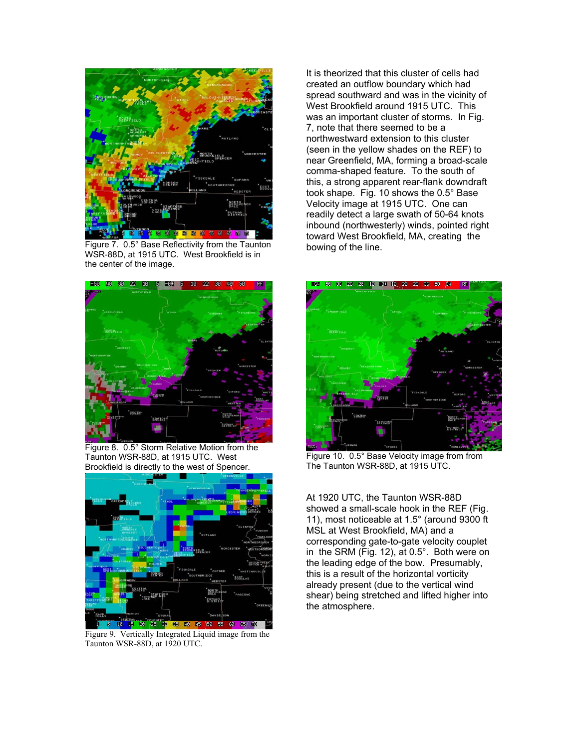Figure 7. 0.5° Base Reflectivity from the Taunton WSR-88D, at 1915 UTC. West Brookfield is in the center of the image.

It is theorized that this cluster of cells had created an outflow boundary which had spread southward and was in the vicinity of West Brookfield around 1915 UTC. This was an important cluster of storms. In Fig. 7, note that there seemed to be a northwestward extension to this cluster (seen in the yellow shades on the REF) to near Greenfield, MA, forming a broad-scale comma-shaped feature. To the south of this, a strong apparent rear-flank downdraft took shape. Fig. 10 shows the 0.5° Base Velocity image at 1915 UTC. One can readily detect a large swath of 50-64 knots inbound (northwesterly) winds, pointed right toward West Brookfield, MA, creating the bowing of the line.

Figure 8. 0.5° Storm Relative Motion from the Taunton WSR-88D, at 1915 UTC. West Brookfield is directly to the west of Spencer.

Figure 10. 0.5° Base Velocity image from from The Taunton WSR-88D, at 1915 UTC.

Figure 9. Vertically Integrated Liquid image from the Taunton WSR-88D, at 1920 UTC.

At 1920 UTC, the Taunton WSR-88D showed a small-scale hook in the REF (Fig. 11), most noticeable at 1.5° (around 9300 ft MSL at West Brookfield, MA) and a corresponding gate-to-gate velocity couplet in the SRM (Fig. 12), at 0.5°. Both were on the leading edge of the bow. Presumably, this is a result of the horizontal vorticity already present (due to the vertical wind shear) being stretched and lifted higher into the atmosphere.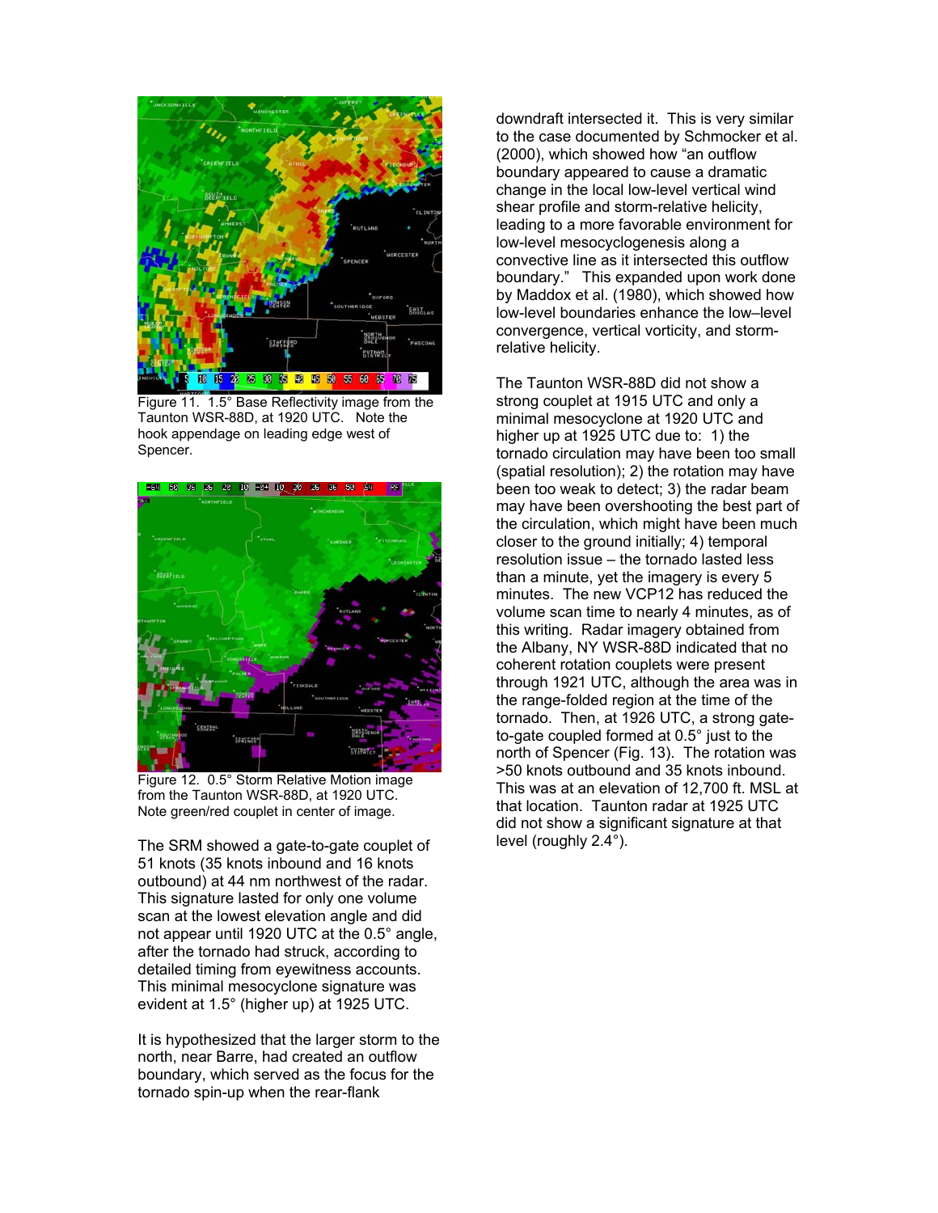Figure 11. 1.5° Base Reflectivity image from the Taunton WSR-88D, at 1920 UTC. Note the hook appendage on leading edge west of Spencer.

Figure 12. 0.5° Storm Relative Motion image from the Taunton WSR-88D, at 1920 UTC. Note green/red couplet in center of image.

The SRM showed a gate-to-gate couplet of 51 knots (35 knots inbound and 16 knots outbound) at 44 nm northwest of the radar. This signature lasted for only one volume scan at the lowest elevation angle and did not appear until 1920 UTC at the 0.5° angle, after the tornado had struck, according to detailed timing from eyewitness accounts. This minimal mesocyclone signature was evident at 1.5° (higher up) at 1925 UTC.

It is hypothesized that the larger storm to the north, near Barre, had created an outflow boundary, which served as the focus for the tornado spin-up when the rear-flank downdraft intersected it. This is very similar to the case documented by Schmocker et al. (2000), which showed how "an outflow boundary appeared to cause a dramatic change in the local low-level vertical wind shear profile and storm-relative helicity, leading to a more favorable environment for low-level mesocyclogenesis along a convective line as it intersected this outflow boundary." This expanded upon work done by Maddox et al. (1980), which showed how low-level boundaries enhance the low–level convergence, vertical vorticity, and storm-relative helicity.

The Taunton WSR-88D did not show a strong couplet at 1915 UTC and only a minimal mesocyclone at 1920 UTC and higher up at 1925 UTC due to: 1) the tornado circulation may have been too small (spatial resolution); 2) the rotation may have been too weak to detect; 3) the radar beam may have been overshooting the best part of the circulation, which might have been much closer to the ground initially; 4) temporal resolution issue – the tornado lasted less than a minute, yet the imagery is every 5 minutes. The new VCP12 has reduced the volume scan time to nearly 4 minutes, as of this writing. Radar imagery obtained from the Albany, NY WSR-88D indicated that no coherent rotation couplets were present through 1921 UTC, although the area was in the range-folded region at the time of the tornado. Then, at 1926 UTC, a strong gate-to-gate coupled formed at 0.5° just to the north of Spencer (Fig. 13). The rotation was >50 knots outbound and 35 knots inbound. This was at an elevation of 12,700 ft. MSL at that location. Taunton radar at 1925 UTC did not show a significant signature at that level (roughly 2.4°).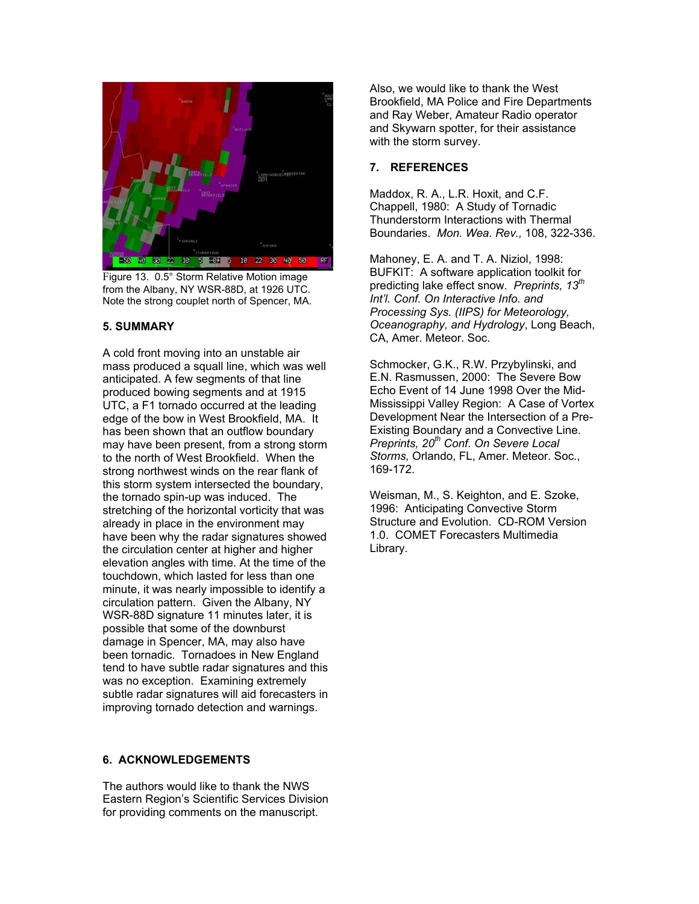Figure 13. 0.5° Storm Relative Motion image from the Albany, NY WSR-88D, at 1926 UTC. Note the strong couplet north of Spencer, MA.

## 5. SUMMARY

A cold front moving into an unstable air mass produced a squall line, which was well anticipated. A few segments of that line produced bowing segments and at 1915 UTC, a F1 tornado occurred at the leading edge of the bow in West Brookfield, MA. It has been shown that an outflow boundary may have been present, from a strong storm to the north of West Brookfield. When the strong northwest winds on the rear flank of this storm system intersected the boundary, the tornado spin-up was induced. The stretching of the horizontal vorticity that was already in place in the environment may have been why the radar signatures showed the circulation center at higher and higher elevation angles with time. At the time of the touchdown, which lasted for less than one minute, it was nearly impossible to identify a circulation pattern. Given the Albany, NY WSR-88D signature 11 minutes later, it is possible that some of the downburst damage in Spencer, MA, may also have been tornadic. Tornadoes in New England tend to have subtle radar signatures and this was no exception. Examining extremely subtle radar signatures will aid forecasters in improving tornado detection and warnings.

## 6. ACKNOWLEDGEMENTS

The authors would like to thank the NWS Eastern Region's Scientific Services Division for providing comments on the manuscript. Also, we would like to thank the West Brookfield, MA Police and Fire Departments and Ray Weber, Amateur Radio operator and Skywarn spotter, for their assistance with the storm survey.

## 7. REFERENCES

Maddox, R. A., L.R. Hoxit, and C.F. Chappell, 1980: A Study of Tornadic Thunderstorm Interactions with Thermal Boundaries. *Mon. Wea. Rev.,* 108, 322-336.

Mahoney, E. A. and T. A. Niziol, 1998: BUFKIT: A software application toolkit for predicting lake effect snow. *Preprints, 13th Int'l. Conf. On Interactive Info. and Processing Sys. (IIPS) for Meteorology, Oceanography, and Hydrology*, Long Beach, CA, Amer. Meteor. Soc.

Schmocker, G.K., R.W. Przybylinski, and E.N. Rasmussen, 2000: The Severe Bow Echo Event of 14 June 1998 Over the Mid-Mississippi Valley Region: A Case of Vortex Development Near the Intersection of a Pre-Existing Boundary and a Convective Line. *Preprints, 20th Conf. On Severe Local Storms,* Orlando, FL, Amer. Meteor. Soc., 169-172.

Weisman, M., S. Keighton, and E. Szoke, 1996: Anticipating Convective Storm Structure and Evolution. CD-ROM Version 1.0. COMET Forecasters Multimedia Library.